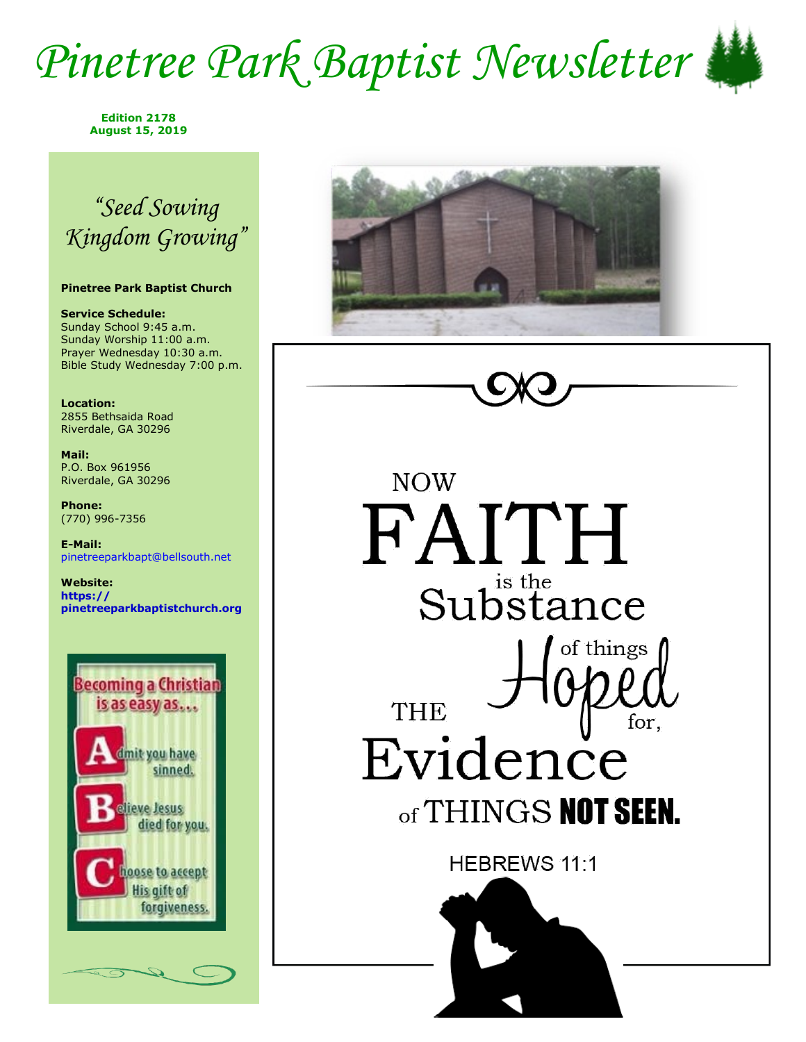# Pinetree Park Baptist Newsletter

**Edition 2178**
**August 15, 2019**

*"Seed Sowing Kingdom Growing"*

**Pinetree Park Baptist Church**

**Service Schedule:**
Sunday School 9:45 a.m.
Sunday Worship 11:00 a.m.
Prayer Wednesday 10:30 a.m.
Bible Study Wednesday 7:00 p.m.

**Location:**
2855 Bethsaida Road
Riverdale, GA 30296

**Mail:**
P.O. Box 961956
Riverdale, GA 30296

**Phone:**
(770) 996-7356

**E-Mail:**
pinetreeparkbapt@bellsouth.net

**Website:**
**https://pinetreeparkbaptistchurch.org**

**Becoming a Christian is as easy as…**

**A**dmit you have sinned.

**B**elieve Jesus died for you.

**C**hoose to accept His gift of forgiveness.

NOW FAITH is the Substance of things Hoped for, THE Evidence of THINGS **NOT SEEN.**

HEBREWS 11:1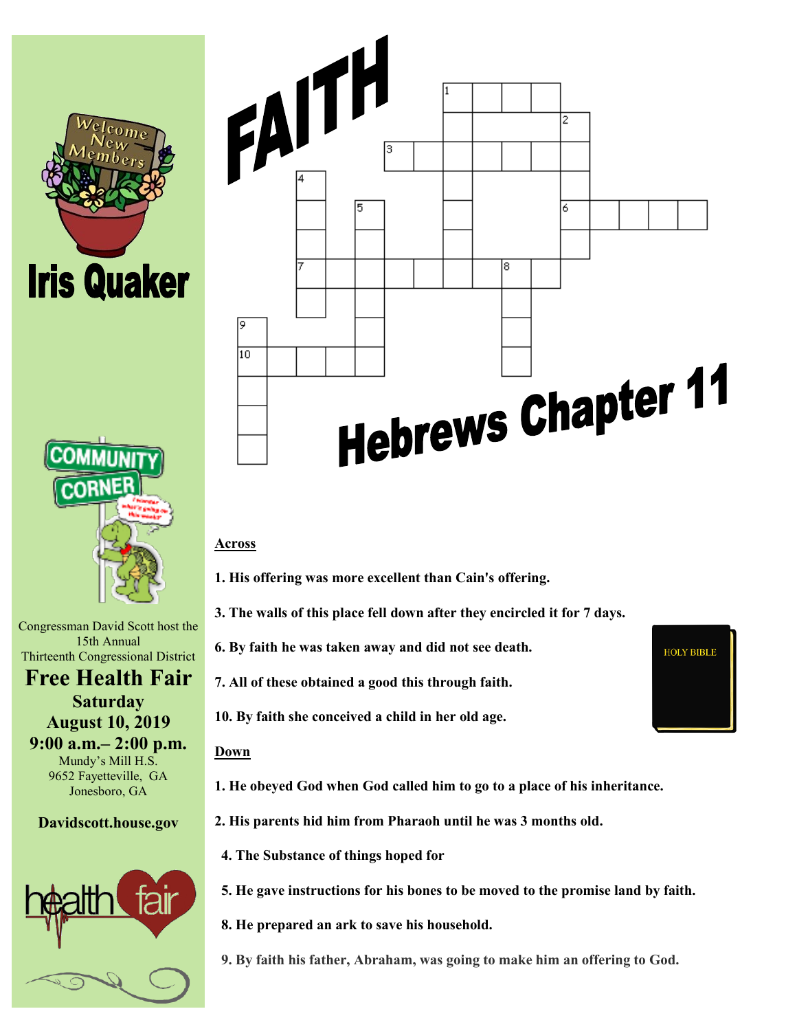# FAITH

## Hebrews Chapter 11

**Across**

**1. His offering was more excellent than Cain's offering.**

**3. The walls of this place fell down after they encircled it for 7 days.**

**6. By faith he was taken away and did not see death.**

**7. All of these obtained a good this through faith.**

**10. By faith she conceived a child in her old age.**

**Down**

**1. He obeyed God when God called him to go to a place of his inheritance.**

**2. His parents hid him from Pharaoh until he was 3 months old.**

**4. The Substance of things hoped for**

**5. He gave instructions for his bones to be moved to the promise land by faith.**

**8. He prepared an ark to save his household.**

**9. By faith his father, Abraham, was going to make him an offering to God.**

HOLY BIBLE

Welcome New Members

# Iris Quaker

COMMUNITY CORNER

Congressman David Scott host the 15th Annual Thirteenth Congressional District

## Free Health Fair

**Saturday**
**August 10, 2019**
**9:00 a.m.– 2:00 p.m.**

Mundy's Mill H.S.
9652 Fayetteville, GA
Jonesboro, GA

**Davidscott.house.gov**

health fair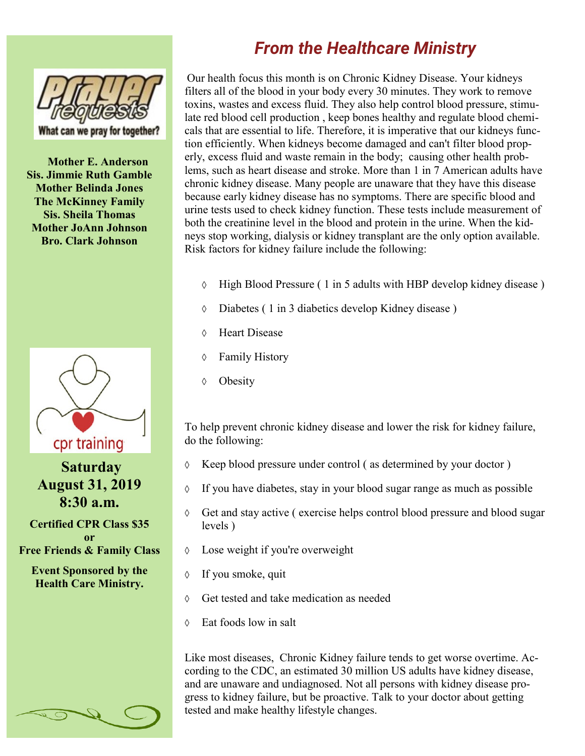**Prayer Requests**

**What can we pray for together?**

**Mother E. Anderson**
**Sis. Jimmie Ruth Gamble**
**Mother Belinda Jones**
**The McKinney Family**
**Sis. Sheila Thomas**
**Mother JoAnn Johnson**
**Bro. Clark Johnson**

cpr training

**Saturday**
**August 31, 2019**
**8:30 a.m.**

**Certified CPR Class $35**
**or**
**Free Friends & Family Class**

**Event Sponsored by the Health Care Ministry.**

## *From the Healthcare Ministry*

Our health focus this month is on Chronic Kidney Disease. Your kidneys filters all of the blood in your body every 30 minutes. They work to remove toxins, wastes and excess fluid. They also help control blood pressure, stimulate red blood cell production , keep bones healthy and regulate blood chemicals that are essential to life. Therefore, it is imperative that our kidneys function efficiently. When kidneys become damaged and can't filter blood properly, excess fluid and waste remain in the body; causing other health problems, such as heart disease and stroke. More than 1 in 7 American adults have chronic kidney disease. Many people are unaware that they have this disease because early kidney disease has no symptoms. There are specific blood and urine tests used to check kidney function. These tests include measurement of both the creatinine level in the blood and protein in the urine. When the kidneys stop working, dialysis or kidney transplant are the only option available. Risk factors for kidney failure include the following:

- High Blood Pressure ( 1 in 5 adults with HBP develop kidney disease )
- Diabetes ( 1 in 3 diabetics develop Kidney disease )
- Heart Disease
- Family History
- Obesity

To help prevent chronic kidney disease and lower the risk for kidney failure, do the following:

- Keep blood pressure under control ( as determined by your doctor )
- If you have diabetes, stay in your blood sugar range as much as possible
- Get and stay active ( exercise helps control blood pressure and blood sugar levels )
- Lose weight if you're overweight
- If you smoke, quit
- Get tested and take medication as needed
- Eat foods low in salt

Like most diseases, Chronic Kidney failure tends to get worse overtime. According to the CDC, an estimated 30 million US adults have kidney disease, and are unaware and undiagnosed. Not all persons with kidney disease progress to kidney failure, but be proactive. Talk to your doctor about getting tested and make healthy lifestyle changes.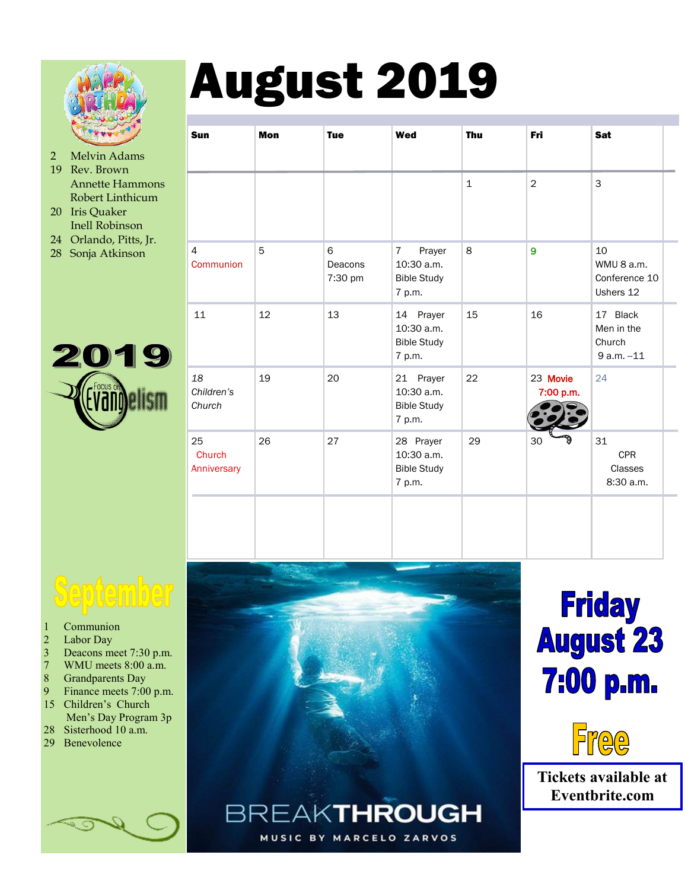# August 2019

**Birthdays**

2 Melvin Adams
19 Rev. Brown
Annette Hammons
Robert Linthicum
20 Iris Quaker
Inell Robinson
24 Orlando, Pitts, Jr.
28 Sonja Atkinson

2019 Focus on Evangelism

| Sun | Mon | Tue | Wed | Thu | Fri | Sat |
|---|---|---|---|---|---|---|
| | | | | 1 | 2 | 3 |
| 4 Communion | 5 | 6 Deacons 7:30 pm | 7 Prayer 10:30 a.m. Bible Study 7 p.m. | 8 | 9 | 10 WMU 8 a.m. Conference 10 Ushers 12 |
| 11 | 12 | 13 | 14 Prayer 10:30 a.m. Bible Study 7 p.m. | 15 | 16 | 17 Black Men in the Church 9 a.m. –11 |
| 18 *Children's Church* | 19 | 20 | 21 Prayer 10:30 a.m. Bible Study 7 p.m. | 22 | 23 Movie 7:00 p.m. | 24 |
| 25 Church Anniversary | 26 | 27 | 28 Prayer 10:30 a.m. Bible Study 7 p.m. | 29 | 30 | 31 CPR Classes 8:30 a.m. |
| | | | | | | |

## September

1 Communion
2 Labor Day
3 Deacons meet 7:30 p.m.
7 WMU meets 8:00 a.m.
8 Grandparents Day
9 Finance meets 7:00 p.m.
15 Children's Church
Men's Day Program 3p
28 Sisterhood 10 a.m.
29 Benevolence

BREAKTHROUGH
MUSIC BY MARCELO ZARVOS

**Friday August 23 7:00 p.m.**

**Free**

**Tickets available at Eventbrite.com**